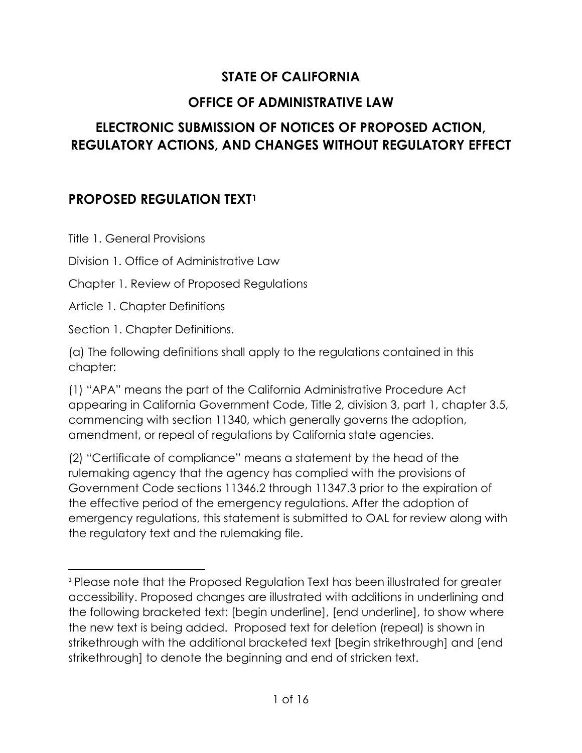# STATE OF CALIFORNIA

# OFFICE OF ADMINISTRATIVE LAW

# ELECTRONIC SUBMISSION OF NOTICES OF PROPOSED ACTION, REGULATORY ACTIONS, AND CHANGES WITHOUT REGULATORY EFFECT

## PROPOSED REGULATION TEXT[1]

Title 1. General Provisions

Division 1. Office of Administrative Law

Chapter 1. Review of Proposed Regulations

Article 1. Chapter Definitions

Section 1. Chapter Definitions.

(a) The following definitions shall apply to the regulations contained in this chapter:

(1) "APA" means the part of the California Administrative Procedure Act appearing in California Government Code, Title 2, division 3, part 1, chapter 3.5, commencing with section 11340, which generally governs the adoption, amendment, or repeal of regulations by California state agencies.

(2) "Certificate of compliance" means a statement by the head of the rulemaking agency that the agency has complied with the provisions of Government Code sections 11346.2 through 11347.3 prior to the expiration of the effective period of the emergency regulations. After the adoption of emergency regulations, this statement is submitted to OAL for review along with the regulatory text and the rulemaking file.

---

[1] Please note that the Proposed Regulation Text has been illustrated for greater accessibility. Proposed changes are illustrated with additions in underlining and the following bracketed text: [begin underline], [end underline], to show where the new text is being added. Proposed text for deletion (repeal) is shown in strikethrough with the additional bracketed text [begin strikethrough] and [end strikethrough] to denote the beginning and end of stricken text.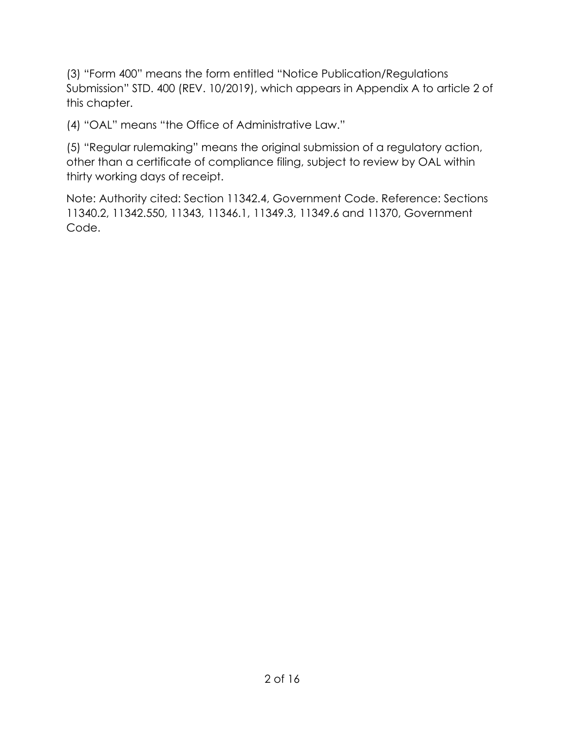(3) “Form 400” means the form entitled “Notice Publication/Regulations Submission” STD. 400 (REV. 10/2019), which appears in Appendix A to article 2 of this chapter.

(4) “OAL” means “the Office of Administrative Law.”

(5) “Regular rulemaking” means the original submission of a regulatory action, other than a certificate of compliance filing, subject to review by OAL within thirty working days of receipt.

Note: Authority cited: Section 11342.4, Government Code. Reference: Sections 11340.2, 11342.550, 11343, 11346.1, 11349.3, 11349.6 and 11370, Government Code.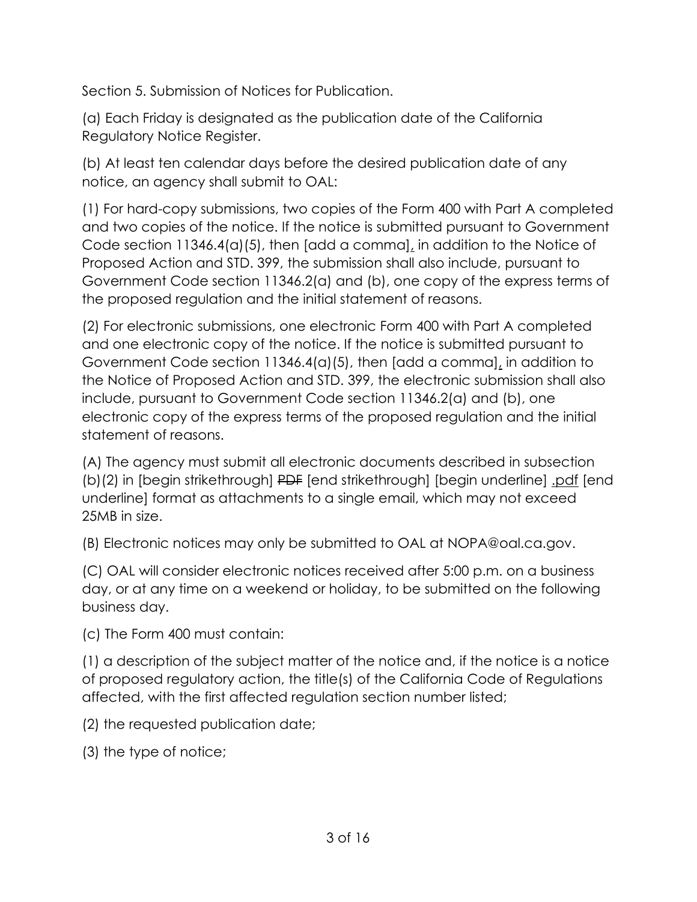Section 5. Submission of Notices for Publication.

(a) Each Friday is designated as the publication date of the California Regulatory Notice Register.

(b) At least ten calendar days before the desired publication date of any notice, an agency shall submit to OAL:

(1) For hard-copy submissions, two copies of the Form 400 with Part A completed and two copies of the notice. If the notice is submitted pursuant to Government Code section 11346.4(a)(5), then [add a comma]<u>,</u> in addition to the Notice of Proposed Action and STD. 399, the submission shall also include, pursuant to Government Code section 11346.2(a) and (b), one copy of the express terms of the proposed regulation and the initial statement of reasons.

(2) For electronic submissions, one electronic Form 400 with Part A completed and one electronic copy of the notice. If the notice is submitted pursuant to Government Code section 11346.4(a)(5), then [add a comma]<u>,</u> in addition to the Notice of Proposed Action and STD. 399, the electronic submission shall also include, pursuant to Government Code section 11346.2(a) and (b), one electronic copy of the express terms of the proposed regulation and the initial statement of reasons.

(A) The agency must submit all electronic documents described in subsection (b)(2) in [begin strikethrough] ~~PDF~~ [end strikethrough] [begin underline] <u>.pdf</u> [end underline] format as attachments to a single email, which may not exceed 25MB in size.

(B) Electronic notices may only be submitted to OAL at NOPA@oal.ca.gov.

(C) OAL will consider electronic notices received after 5:00 p.m. on a business day, or at any time on a weekend or holiday, to be submitted on the following business day.

(c) The Form 400 must contain:

(1) a description of the subject matter of the notice and, if the notice is a notice of proposed regulatory action, the title(s) of the California Code of Regulations affected, with the first affected regulation section number listed;

(2) the requested publication date;

(3) the type of notice;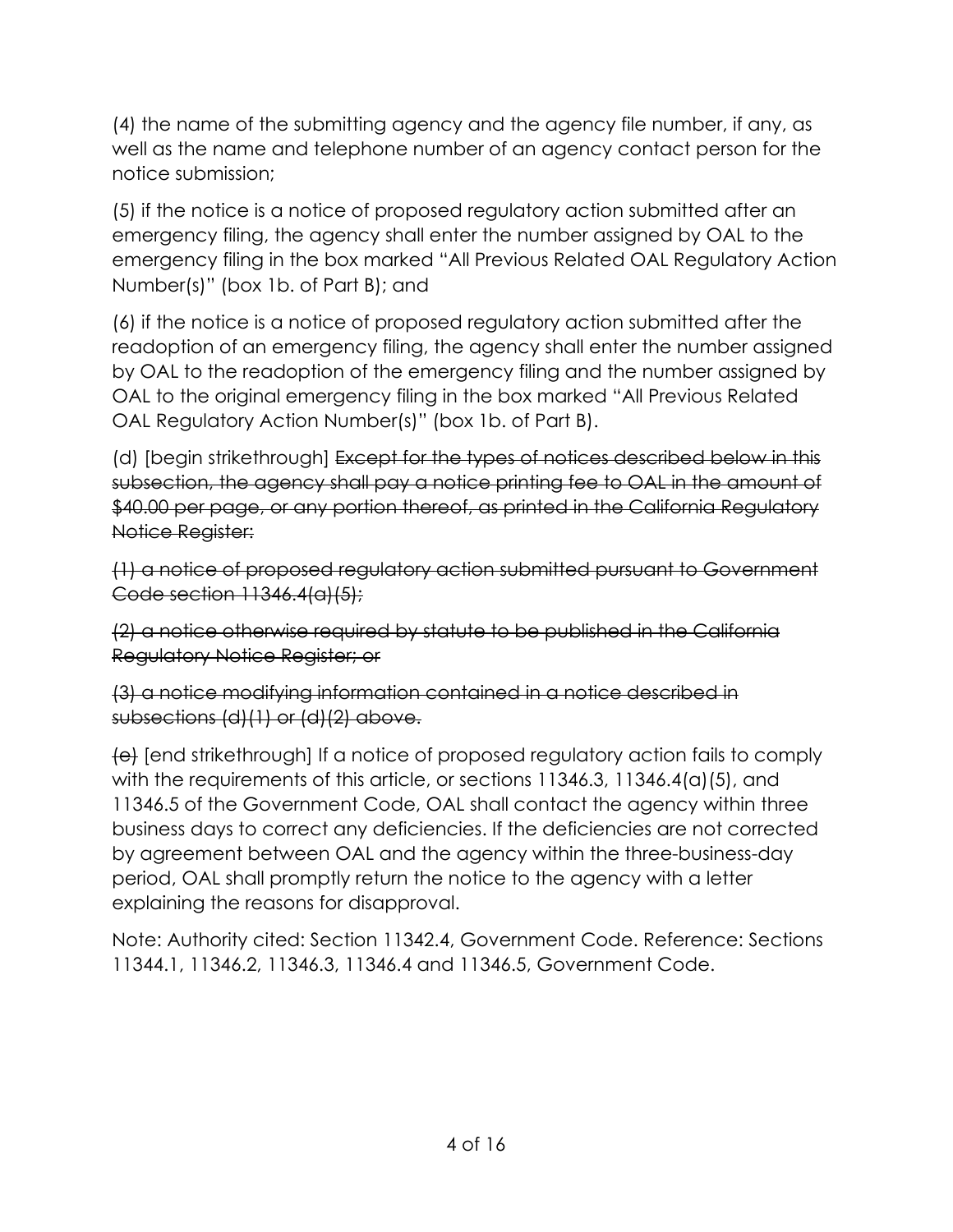(4) the name of the submitting agency and the agency file number, if any, as well as the name and telephone number of an agency contact person for the notice submission;

(5) if the notice is a notice of proposed regulatory action submitted after an emergency filing, the agency shall enter the number assigned by OAL to the emergency filing in the box marked "All Previous Related OAL Regulatory Action Number(s)" (box 1b. of Part B); and

(6) if the notice is a notice of proposed regulatory action submitted after the readoption of an emergency filing, the agency shall enter the number assigned by OAL to the readoption of the emergency filing and the number assigned by OAL to the original emergency filing in the box marked "All Previous Related OAL Regulatory Action Number(s)" (box 1b. of Part B).

(d) [begin strikethrough] ~~Except for the types of notices described below in this subsection, the agency shall pay a notice printing fee to OAL in the amount of $40.00 per page, or any portion thereof, as printed in the California Regulatory Notice Register:~~

~~(1) a notice of proposed regulatory action submitted pursuant to Government Code section 11346.4(a)(5);~~

~~(2) a notice otherwise required by statute to be published in the California Regulatory Notice Register; or~~

~~(3) a notice modifying information contained in a notice described in subsections (d)(1) or (d)(2) above.~~

~~(e)~~ [end strikethrough] If a notice of proposed regulatory action fails to comply with the requirements of this article, or sections 11346.3, 11346.4(a)(5), and 11346.5 of the Government Code, OAL shall contact the agency within three business days to correct any deficiencies. If the deficiencies are not corrected by agreement between OAL and the agency within the three-business-day period, OAL shall promptly return the notice to the agency with a letter explaining the reasons for disapproval.

Note: Authority cited: Section 11342.4, Government Code. Reference: Sections 11344.1, 11346.2, 11346.3, 11346.4 and 11346.5, Government Code.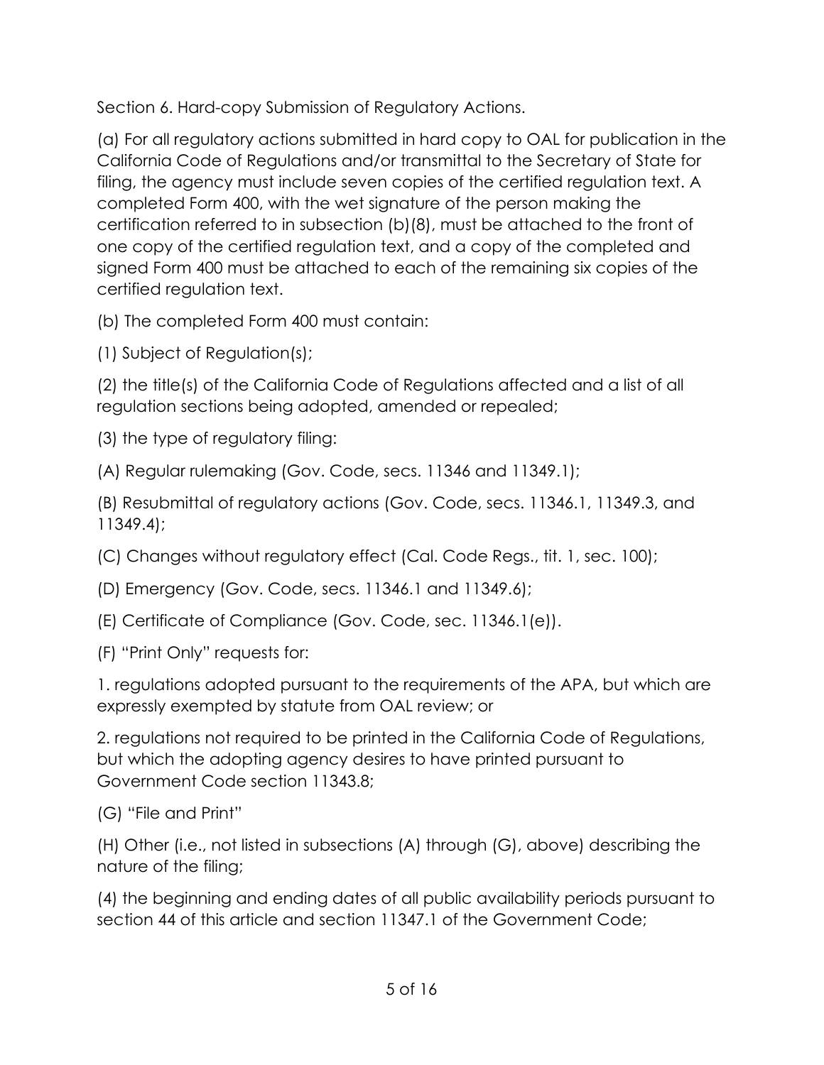Section 6. Hard-copy Submission of Regulatory Actions.

(a) For all regulatory actions submitted in hard copy to OAL for publication in the California Code of Regulations and/or transmittal to the Secretary of State for filing, the agency must include seven copies of the certified regulation text. A completed Form 400, with the wet signature of the person making the certification referred to in subsection (b)(8), must be attached to the front of one copy of the certified regulation text, and a copy of the completed and signed Form 400 must be attached to each of the remaining six copies of the certified regulation text.

(b) The completed Form 400 must contain:

(1) Subject of Regulation(s);

(2) the title(s) of the California Code of Regulations affected and a list of all regulation sections being adopted, amended or repealed;

(3) the type of regulatory filing:

(A) Regular rulemaking (Gov. Code, secs. 11346 and 11349.1);

(B) Resubmittal of regulatory actions (Gov. Code, secs. 11346.1, 11349.3, and 11349.4);

(C) Changes without regulatory effect (Cal. Code Regs., tit. 1, sec. 100);

(D) Emergency (Gov. Code, secs. 11346.1 and 11349.6);

(E) Certificate of Compliance (Gov. Code, sec. 11346.1(e)).

(F) "Print Only" requests for:

1. regulations adopted pursuant to the requirements of the APA, but which are expressly exempted by statute from OAL review; or

2. regulations not required to be printed in the California Code of Regulations, but which the adopting agency desires to have printed pursuant to Government Code section 11343.8;

(G) "File and Print"

(H) Other (i.e., not listed in subsections (A) through (G), above) describing the nature of the filing;

(4) the beginning and ending dates of all public availability periods pursuant to section 44 of this article and section 11347.1 of the Government Code;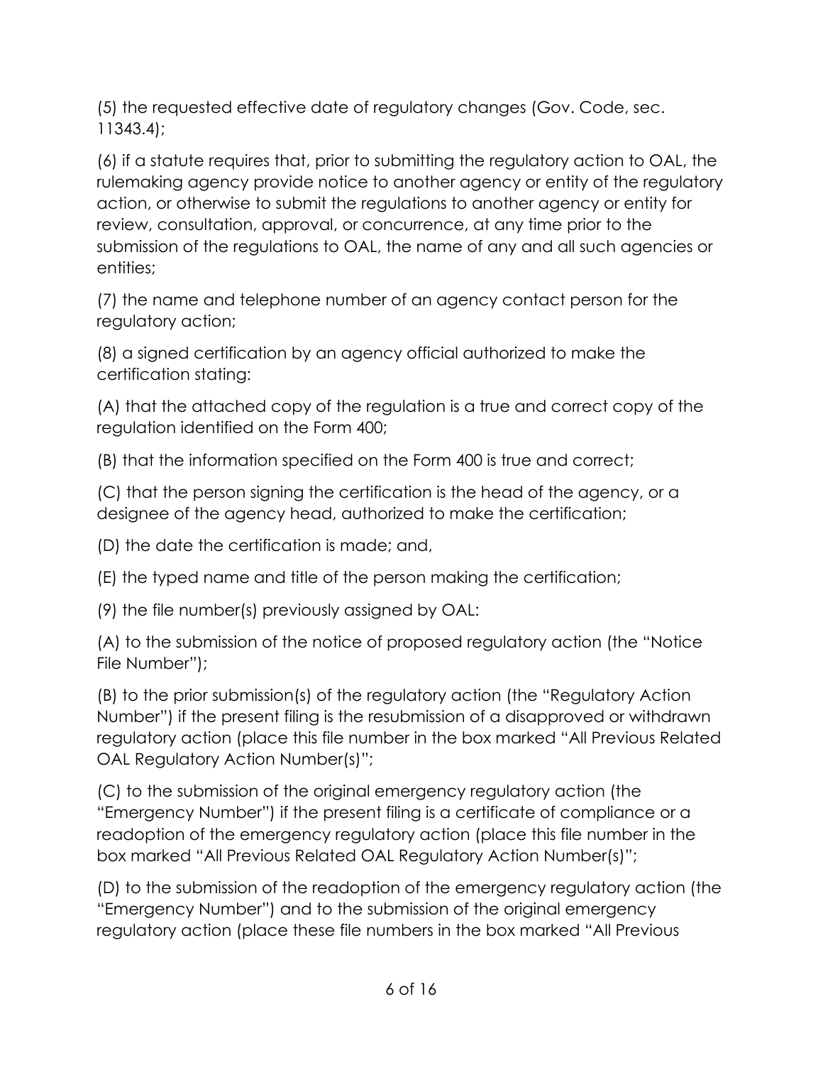(5) the requested effective date of regulatory changes (Gov. Code, sec. 11343.4);

(6) if a statute requires that, prior to submitting the regulatory action to OAL, the rulemaking agency provide notice to another agency or entity of the regulatory action, or otherwise to submit the regulations to another agency or entity for review, consultation, approval, or concurrence, at any time prior to the submission of the regulations to OAL, the name of any and all such agencies or entities;

(7) the name and telephone number of an agency contact person for the regulatory action;

(8) a signed certification by an agency official authorized to make the certification stating:

(A) that the attached copy of the regulation is a true and correct copy of the regulation identified on the Form 400;

(B) that the information specified on the Form 400 is true and correct;

(C) that the person signing the certification is the head of the agency, or a designee of the agency head, authorized to make the certification;

(D) the date the certification is made; and,

(E) the typed name and title of the person making the certification;

(9) the file number(s) previously assigned by OAL:

(A) to the submission of the notice of proposed regulatory action (the "Notice File Number");

(B) to the prior submission(s) of the regulatory action (the "Regulatory Action Number") if the present filing is the resubmission of a disapproved or withdrawn regulatory action (place this file number in the box marked "All Previous Related OAL Regulatory Action Number(s)";

(C) to the submission of the original emergency regulatory action (the "Emergency Number") if the present filing is a certificate of compliance or a readoption of the emergency regulatory action (place this file number in the box marked "All Previous Related OAL Regulatory Action Number(s)";

(D) to the submission of the readoption of the emergency regulatory action (the "Emergency Number") and to the submission of the original emergency regulatory action (place these file numbers in the box marked "All Previous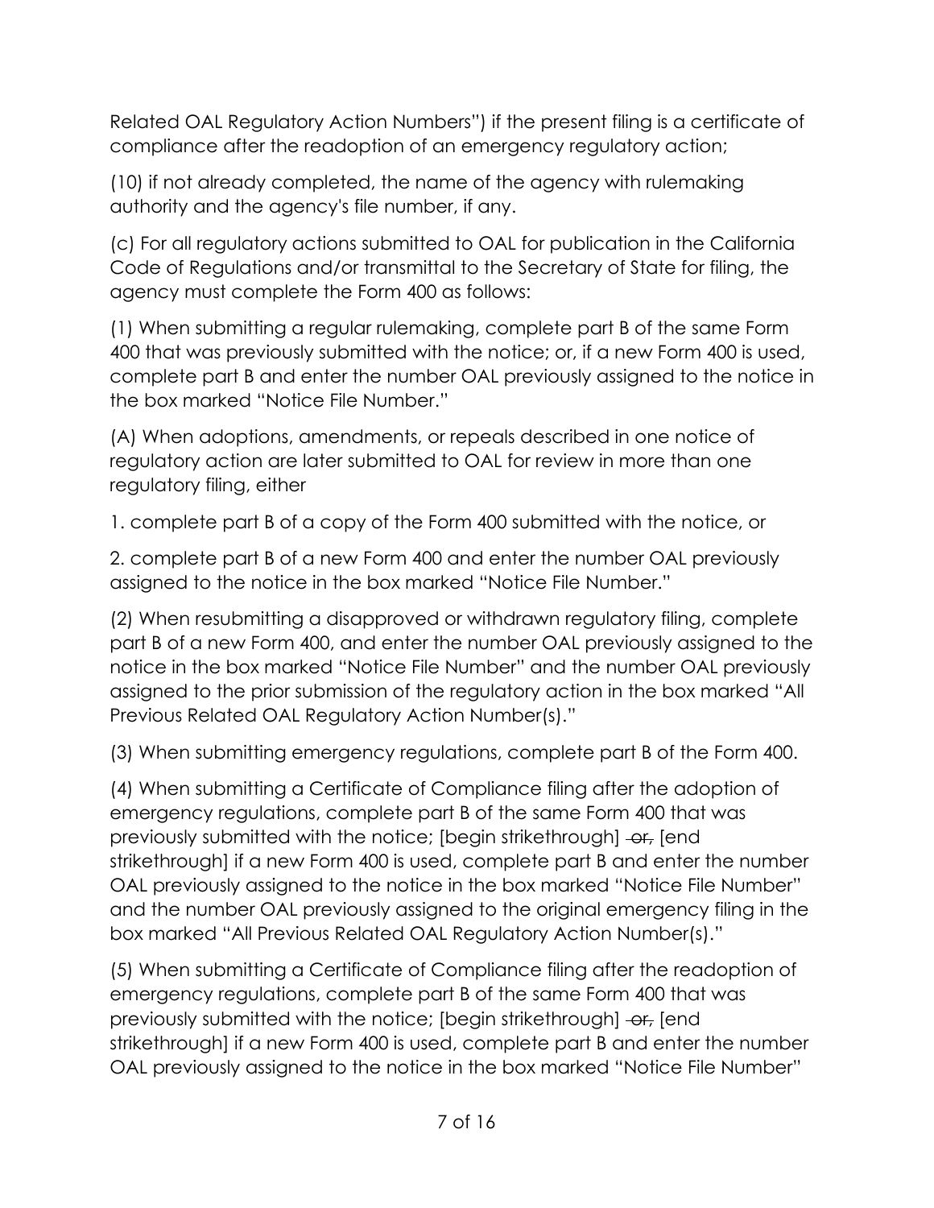Related OAL Regulatory Action Numbers") if the present filing is a certificate of compliance after the readoption of an emergency regulatory action;

(10) if not already completed, the name of the agency with rulemaking authority and the agency's file number, if any.

(c) For all regulatory actions submitted to OAL for publication in the California Code of Regulations and/or transmittal to the Secretary of State for filing, the agency must complete the Form 400 as follows:

(1) When submitting a regular rulemaking, complete part B of the same Form 400 that was previously submitted with the notice; or, if a new Form 400 is used, complete part B and enter the number OAL previously assigned to the notice in the box marked "Notice File Number."

(A) When adoptions, amendments, or repeals described in one notice of regulatory action are later submitted to OAL for review in more than one regulatory filing, either

1. complete part B of a copy of the Form 400 submitted with the notice, or

2. complete part B of a new Form 400 and enter the number OAL previously assigned to the notice in the box marked "Notice File Number."

(2) When resubmitting a disapproved or withdrawn regulatory filing, complete part B of a new Form 400, and enter the number OAL previously assigned to the notice in the box marked "Notice File Number" and the number OAL previously assigned to the prior submission of the regulatory action in the box marked "All Previous Related OAL Regulatory Action Number(s)."

(3) When submitting emergency regulations, complete part B of the Form 400.

(4) When submitting a Certificate of Compliance filing after the adoption of emergency regulations, complete part B of the same Form 400 that was previously submitted with the notice; [begin strikethrough] ~~or,~~ [end strikethrough] if a new Form 400 is used, complete part B and enter the number OAL previously assigned to the notice in the box marked "Notice File Number" and the number OAL previously assigned to the original emergency filing in the box marked "All Previous Related OAL Regulatory Action Number(s)."

(5) When submitting a Certificate of Compliance filing after the readoption of emergency regulations, complete part B of the same Form 400 that was previously submitted with the notice; [begin strikethrough] ~~or,~~ [end strikethrough] if a new Form 400 is used, complete part B and enter the number OAL previously assigned to the notice in the box marked "Notice File Number"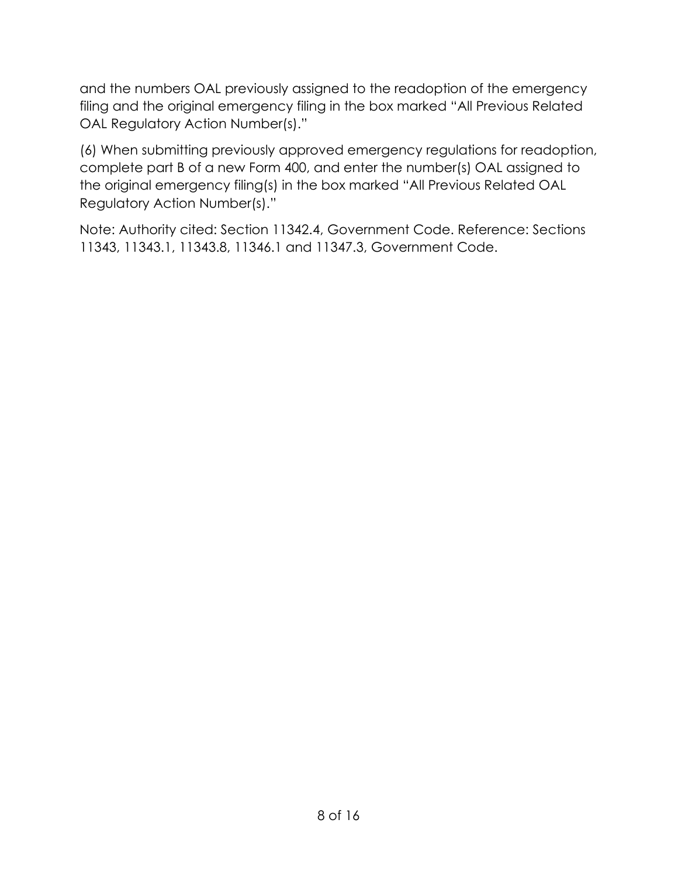and the numbers OAL previously assigned to the readoption of the emergency filing and the original emergency filing in the box marked "All Previous Related OAL Regulatory Action Number(s)."

(6) When submitting previously approved emergency regulations for readoption, complete part B of a new Form 400, and enter the number(s) OAL assigned to the original emergency filing(s) in the box marked "All Previous Related OAL Regulatory Action Number(s)."

Note: Authority cited: Section 11342.4, Government Code. Reference: Sections 11343, 11343.1, 11343.8, 11346.1 and 11347.3, Government Code.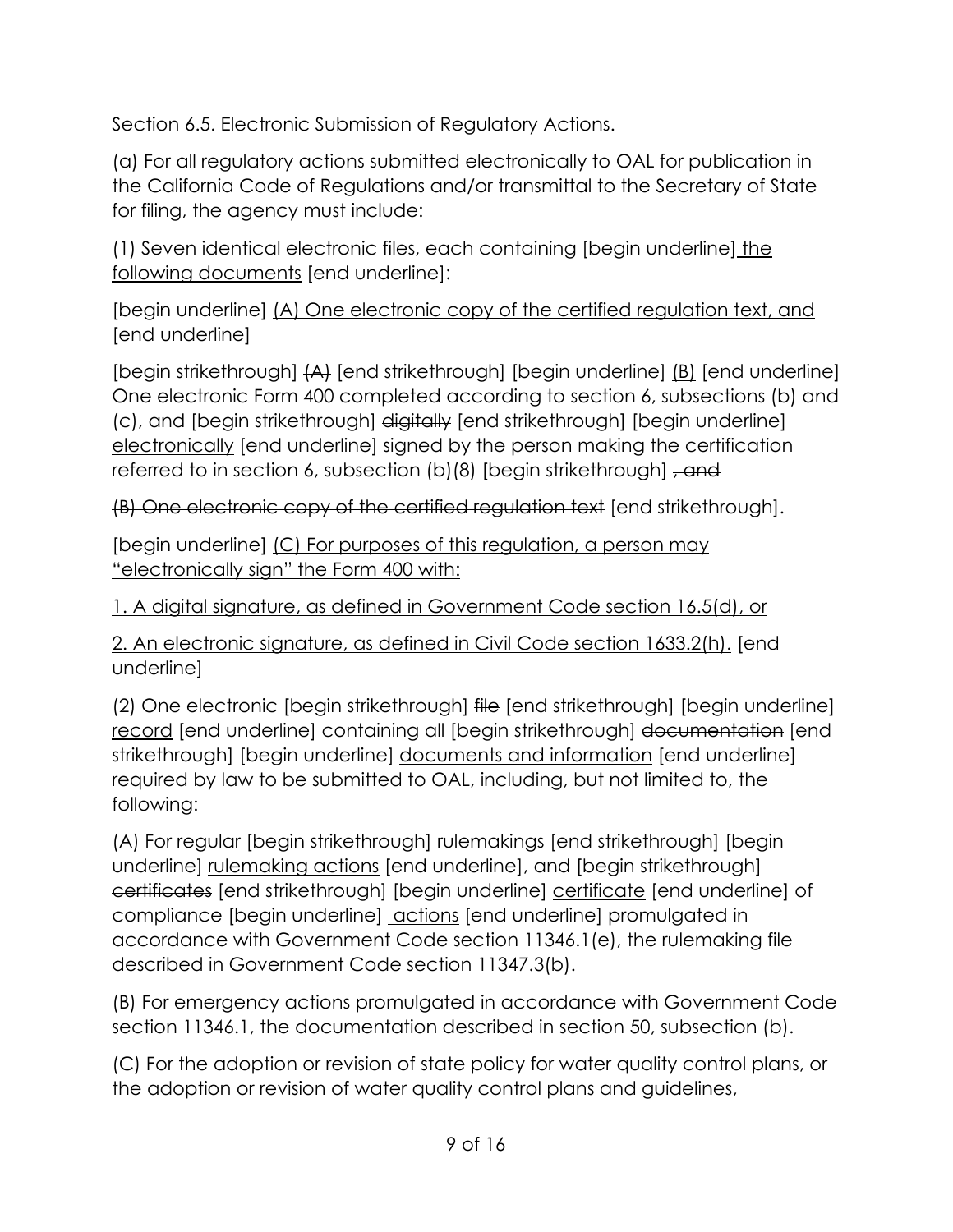Section 6.5. Electronic Submission of Regulatory Actions.

(a) For all regulatory actions submitted electronically to OAL for publication in the California Code of Regulations and/or transmittal to the Secretary of State for filing, the agency must include:

(1) Seven identical electronic files, each containing [begin underline] the following documents [end underline]:

[begin underline] (A) One electronic copy of the certified regulation text, and [end underline]

[begin strikethrough] ~~(A)~~ [end strikethrough] [begin underline] (B) [end underline] One electronic Form 400 completed according to section 6, subsections (b) and (c), and [begin strikethrough] ~~digitally~~ [end strikethrough] [begin underline] electronically [end underline] signed by the person making the certification referred to in section 6, subsection (b)(8) [begin strikethrough] ~~, and~~

~~(B) One electronic copy of the certified regulation text~~ [end strikethrough].

[begin underline] (C) For purposes of this regulation, a person may "electronically sign" the Form 400 with:

1. A digital signature, as defined in Government Code section 16.5(d), or

2. An electronic signature, as defined in Civil Code section 1633.2(h). [end underline]

(2) One electronic [begin strikethrough] ~~file~~ [end strikethrough] [begin underline] record [end underline] containing all [begin strikethrough] ~~documentation~~ [end strikethrough] [begin underline] documents and information [end underline] required by law to be submitted to OAL, including, but not limited to, the following:

(A) For regular [begin strikethrough] ~~rulemakings~~ [end strikethrough] [begin underline] rulemaking actions [end underline], and [begin strikethrough] ~~certificates~~ [end strikethrough] [begin underline] certificate [end underline] of compliance [begin underline] actions [end underline] promulgated in accordance with Government Code section 11346.1(e), the rulemaking file described in Government Code section 11347.3(b).

(B) For emergency actions promulgated in accordance with Government Code section 11346.1, the documentation described in section 50, subsection (b).

(C) For the adoption or revision of state policy for water quality control plans, or the adoption or revision of water quality control plans and guidelines,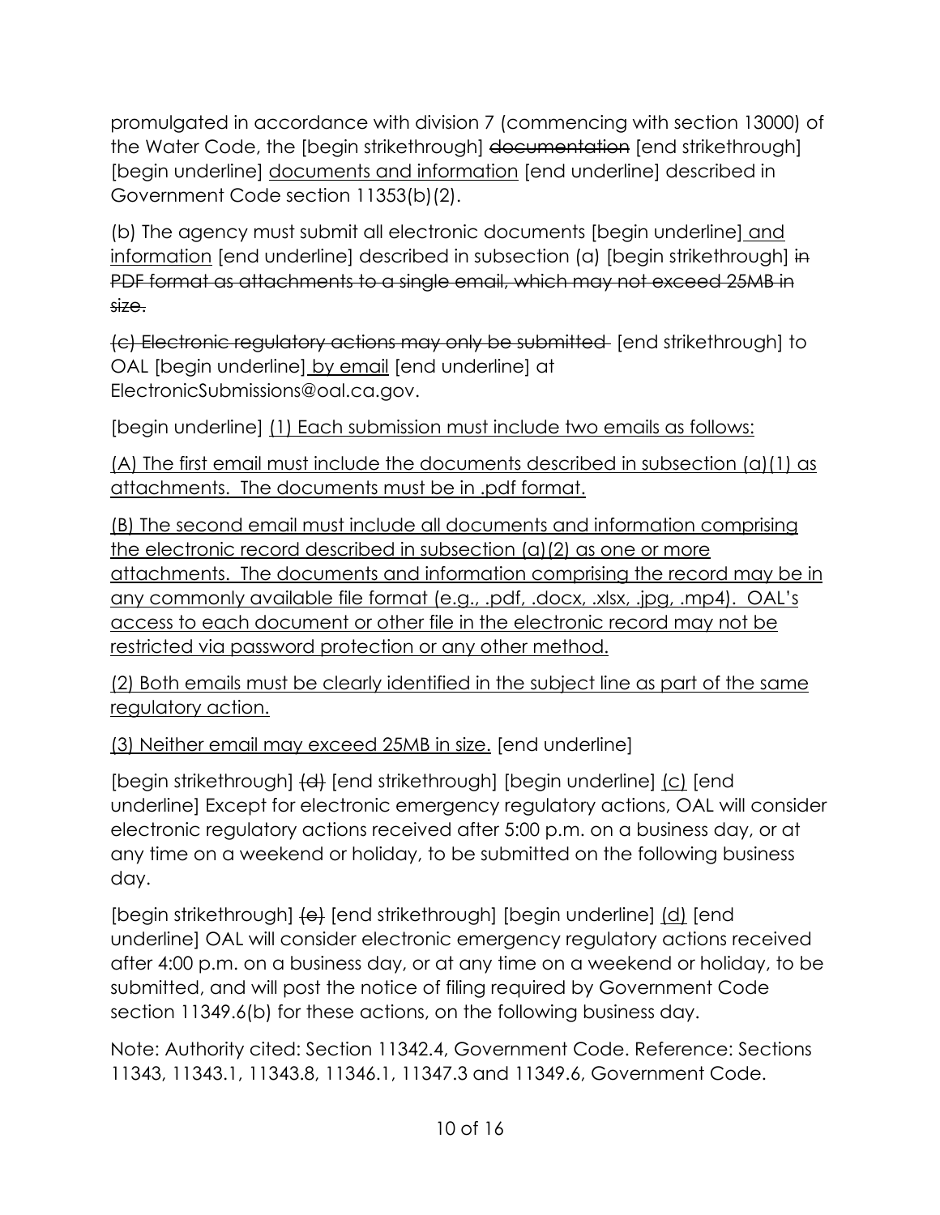promulgated in accordance with division 7 (commencing with section 13000) of the Water Code, the [begin strikethrough] ~~documentation~~ [end strikethrough] [begin underline] <u>documents and information</u> [end underline] described in Government Code section 11353(b)(2).

(b) The agency must submit all electronic documents [begin underline] <u>and information</u> [end underline] described in subsection (a) [begin strikethrough] ~~in PDF format as attachments to a single email, which may not exceed 25MB in size.~~

~~(c) Electronic regulatory actions may only be submitted~~ [end strikethrough] to OAL [begin underline] <u>by email</u> [end underline] at ElectronicSubmissions@oal.ca.gov.

[begin underline] <u>(1) Each submission must include two emails as follows:</u>

<u>(A) The first email must include the documents described in subsection (a)(1) as attachments. The documents must be in .pdf format.</u>

<u>(B) The second email must include all documents and information comprising the electronic record described in subsection (a)(2) as one or more attachments. The documents and information comprising the record may be in any commonly available file format (e.g., .pdf, .docx, .xlsx, .jpg, .mp4). OAL's access to each document or other file in the electronic record may not be restricted via password protection or any other method.</u>

<u>(2) Both emails must be clearly identified in the subject line as part of the same regulatory action.</u>

<u>(3) Neither email may exceed 25MB in size.</u> [end underline]

[begin strikethrough] ~~(d)~~ [end strikethrough] [begin underline] <u>(c)</u> [end underline] Except for electronic emergency regulatory actions, OAL will consider electronic regulatory actions received after 5:00 p.m. on a business day, or at any time on a weekend or holiday, to be submitted on the following business day.

[begin strikethrough] ~~(e)~~ [end strikethrough] [begin underline] <u>(d)</u> [end underline] OAL will consider electronic emergency regulatory actions received after 4:00 p.m. on a business day, or at any time on a weekend or holiday, to be submitted, and will post the notice of filing required by Government Code section 11349.6(b) for these actions, on the following business day.

Note: Authority cited: Section 11342.4, Government Code. Reference: Sections 11343, 11343.1, 11343.8, 11346.1, 11347.3 and 11349.6, Government Code.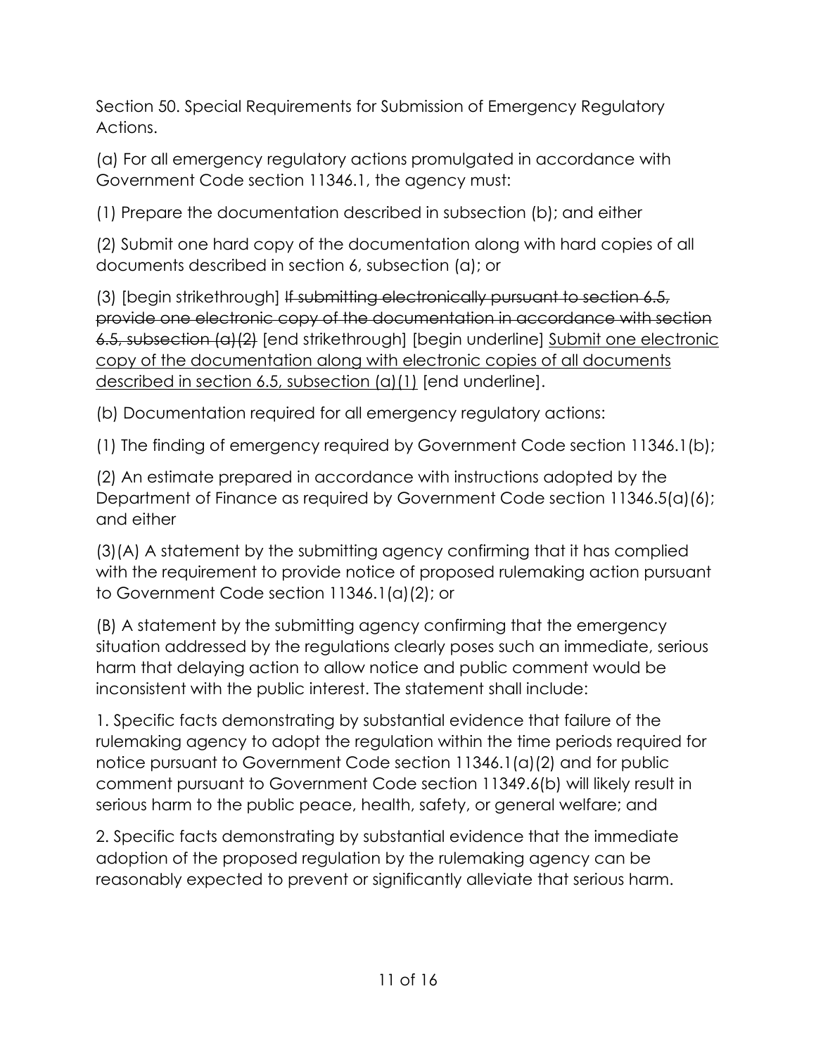Section 50. Special Requirements for Submission of Emergency Regulatory Actions.

(a) For all emergency regulatory actions promulgated in accordance with Government Code section 11346.1, the agency must:

(1) Prepare the documentation described in subsection (b); and either

(2) Submit one hard copy of the documentation along with hard copies of all documents described in section 6, subsection (a); or

(3) [begin strikethrough] ~~If submitting electronically pursuant to section 6.5, provide one electronic copy of the documentation in accordance with section 6.5, subsection (a)(2)~~ [end strikethrough] [begin underline] <u>Submit one electronic copy of the documentation along with electronic copies of all documents described in section 6.5, subsection (a)(1)</u> [end underline].

(b) Documentation required for all emergency regulatory actions:

(1) The finding of emergency required by Government Code section 11346.1(b);

(2) An estimate prepared in accordance with instructions adopted by the Department of Finance as required by Government Code section 11346.5(a)(6); and either

(3)(A) A statement by the submitting agency confirming that it has complied with the requirement to provide notice of proposed rulemaking action pursuant to Government Code section 11346.1(a)(2); or

(B) A statement by the submitting agency confirming that the emergency situation addressed by the regulations clearly poses such an immediate, serious harm that delaying action to allow notice and public comment would be inconsistent with the public interest. The statement shall include:

1. Specific facts demonstrating by substantial evidence that failure of the rulemaking agency to adopt the regulation within the time periods required for notice pursuant to Government Code section 11346.1(a)(2) and for public comment pursuant to Government Code section 11349.6(b) will likely result in serious harm to the public peace, health, safety, or general welfare; and

2. Specific facts demonstrating by substantial evidence that the immediate adoption of the proposed regulation by the rulemaking agency can be reasonably expected to prevent or significantly alleviate that serious harm.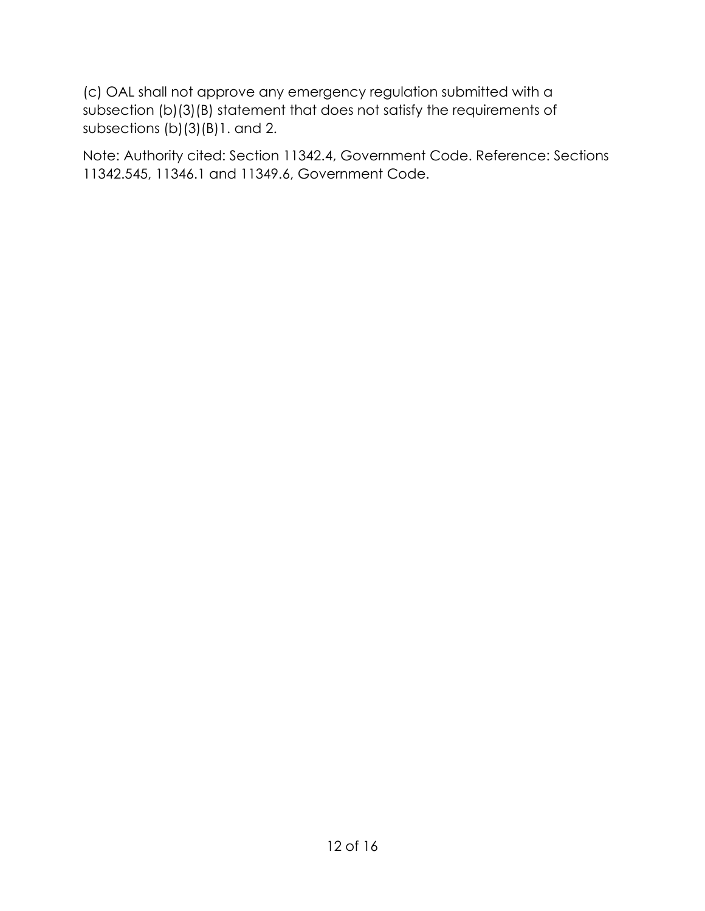(c) OAL shall not approve any emergency regulation submitted with a subsection (b)(3)(B) statement that does not satisfy the requirements of subsections (b)(3)(B)1. and 2.

Note: Authority cited: Section 11342.4, Government Code. Reference: Sections 11342.545, 11346.1 and 11349.6, Government Code.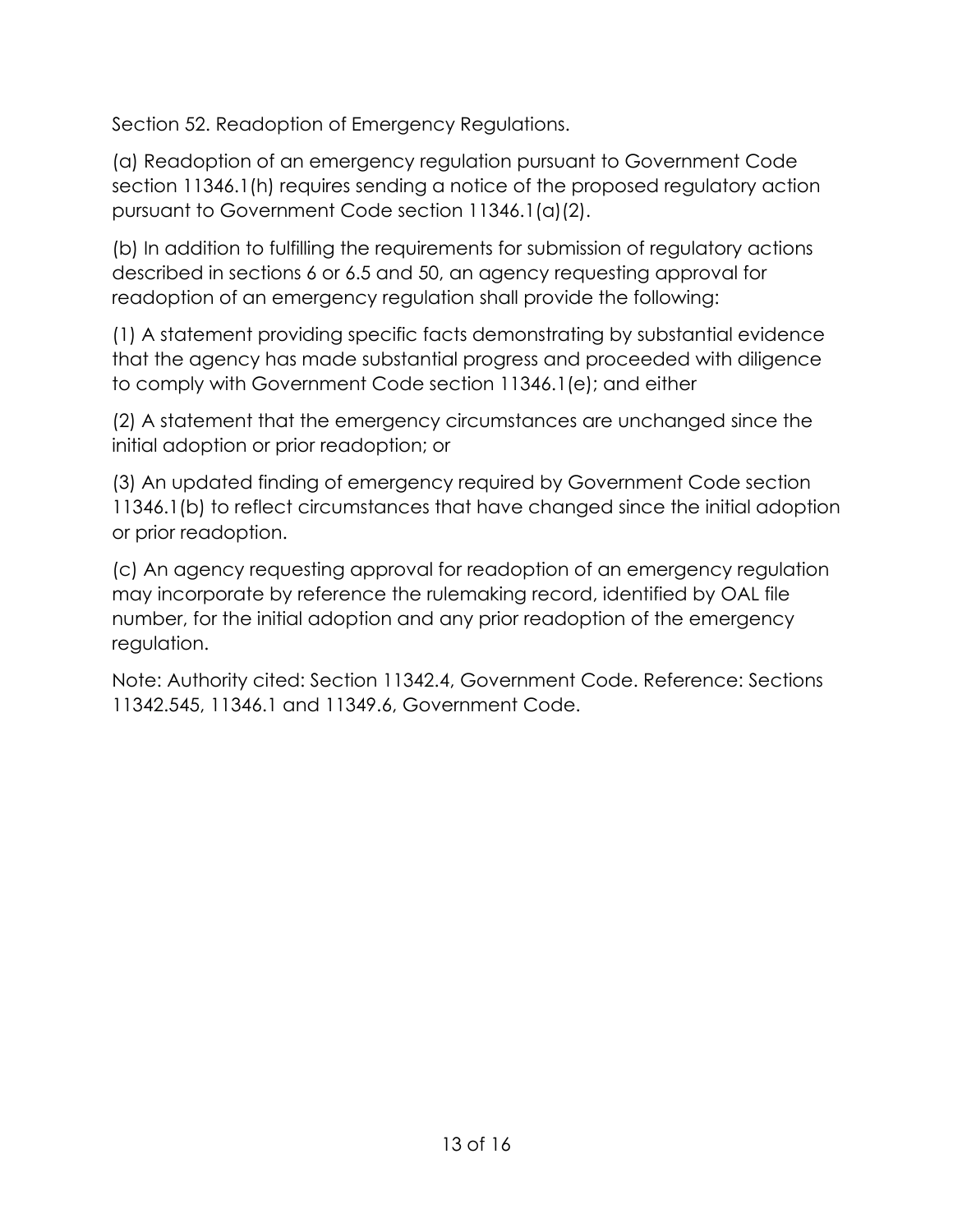Section 52. Readoption of Emergency Regulations.

(a) Readoption of an emergency regulation pursuant to Government Code section 11346.1(h) requires sending a notice of the proposed regulatory action pursuant to Government Code section 11346.1(a)(2).

(b) In addition to fulfilling the requirements for submission of regulatory actions described in sections 6 or 6.5 and 50, an agency requesting approval for readoption of an emergency regulation shall provide the following:

(1) A statement providing specific facts demonstrating by substantial evidence that the agency has made substantial progress and proceeded with diligence to comply with Government Code section 11346.1(e); and either

(2) A statement that the emergency circumstances are unchanged since the initial adoption or prior readoption; or

(3) An updated finding of emergency required by Government Code section 11346.1(b) to reflect circumstances that have changed since the initial adoption or prior readoption.

(c) An agency requesting approval for readoption of an emergency regulation may incorporate by reference the rulemaking record, identified by OAL file number, for the initial adoption and any prior readoption of the emergency regulation.

Note: Authority cited: Section 11342.4, Government Code. Reference: Sections 11342.545, 11346.1 and 11349.6, Government Code.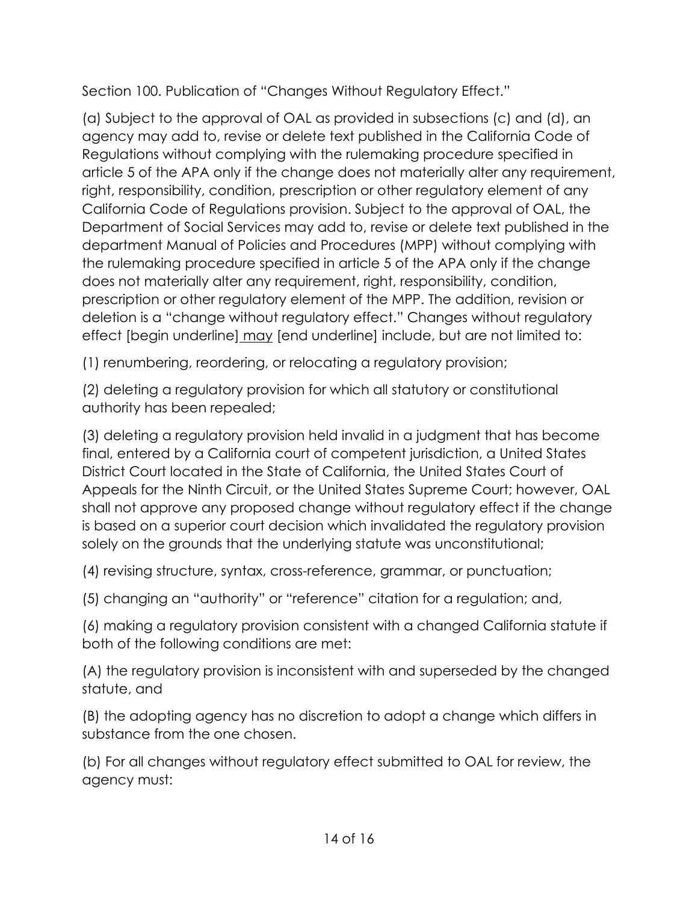Section 100. Publication of "Changes Without Regulatory Effect."

(a) Subject to the approval of OAL as provided in subsections (c) and (d), an agency may add to, revise or delete text published in the California Code of Regulations without complying with the rulemaking procedure specified in article 5 of the APA only if the change does not materially alter any requirement, right, responsibility, condition, prescription or other regulatory element of any California Code of Regulations provision. Subject to the approval of OAL, the Department of Social Services may add to, revise or delete text published in the department Manual of Policies and Procedures (MPP) without complying with the rulemaking procedure specified in article 5 of the APA only if the change does not materially alter any requirement, right, responsibility, condition, prescription or other regulatory element of the MPP. The addition, revision or deletion is a "change without regulatory effect." Changes without regulatory effect [begin underline] <u>may</u> [end underline] include, but are not limited to:

(1) renumbering, reordering, or relocating a regulatory provision;

(2) deleting a regulatory provision for which all statutory or constitutional authority has been repealed;

(3) deleting a regulatory provision held invalid in a judgment that has become final, entered by a California court of competent jurisdiction, a United States District Court located in the State of California, the United States Court of Appeals for the Ninth Circuit, or the United States Supreme Court; however, OAL shall not approve any proposed change without regulatory effect if the change is based on a superior court decision which invalidated the regulatory provision solely on the grounds that the underlying statute was unconstitutional;

(4) revising structure, syntax, cross-reference, grammar, or punctuation;

(5) changing an "authority" or "reference" citation for a regulation; and,

(6) making a regulatory provision consistent with a changed California statute if both of the following conditions are met:

(A) the regulatory provision is inconsistent with and superseded by the changed statute, and

(B) the adopting agency has no discretion to adopt a change which differs in substance from the one chosen.

(b) For all changes without regulatory effect submitted to OAL for review, the agency must: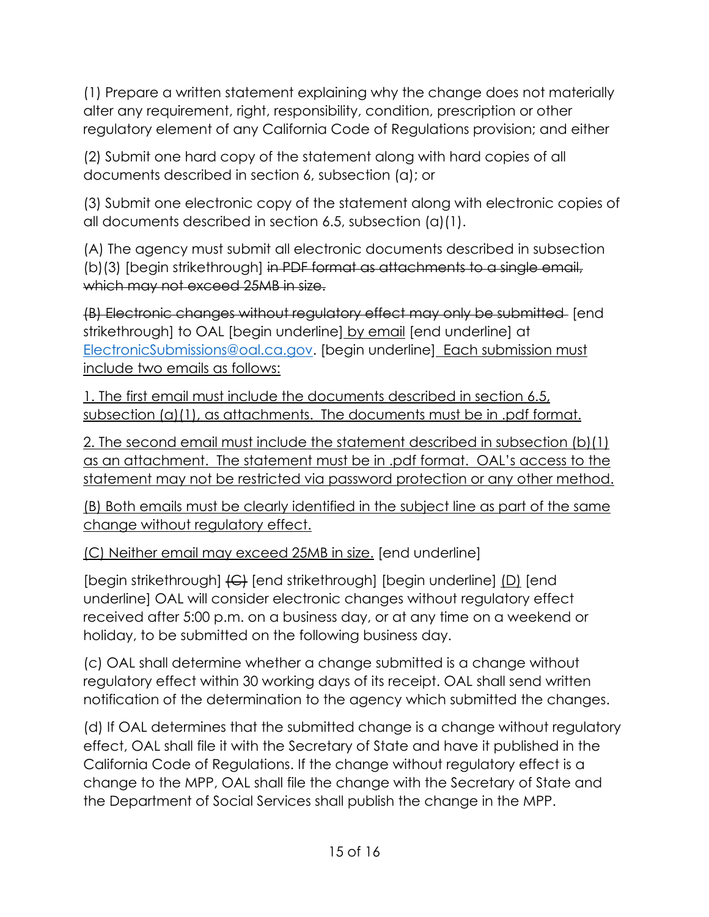(1) Prepare a written statement explaining why the change does not materially alter any requirement, right, responsibility, condition, prescription or other regulatory element of any California Code of Regulations provision; and either

(2) Submit one hard copy of the statement along with hard copies of all documents described in section 6, subsection (a); or

(3) Submit one electronic copy of the statement along with electronic copies of all documents described in section 6.5, subsection (a)(1).

(A) The agency must submit all electronic documents described in subsection (b)(3) [begin strikethrough] ~~in PDF format as attachments to a single email, which may not exceed 25MB in size.~~

~~(B) Electronic changes without regulatory effect may only be submitted~~ [end strikethrough] to OAL [begin underline] by email [end underline] at ElectronicSubmissions@oal.ca.gov. [begin underline] Each submission must include two emails as follows:

1. The first email must include the documents described in section 6.5, subsection (a)(1), as attachments. The documents must be in .pdf format.

2. The second email must include the statement described in subsection (b)(1) as an attachment. The statement must be in .pdf format. OAL's access to the statement may not be restricted via password protection or any other method.

(B) Both emails must be clearly identified in the subject line as part of the same change without regulatory effect.

(C) Neither email may exceed 25MB in size. [end underline]

[begin strikethrough] ~~(C)~~ [end strikethrough] [begin underline] (D) [end underline] OAL will consider electronic changes without regulatory effect received after 5:00 p.m. on a business day, or at any time on a weekend or holiday, to be submitted on the following business day.

(c) OAL shall determine whether a change submitted is a change without regulatory effect within 30 working days of its receipt. OAL shall send written notification of the determination to the agency which submitted the changes.

(d) If OAL determines that the submitted change is a change without regulatory effect, OAL shall file it with the Secretary of State and have it published in the California Code of Regulations. If the change without regulatory effect is a change to the MPP, OAL shall file the change with the Secretary of State and the Department of Social Services shall publish the change in the MPP.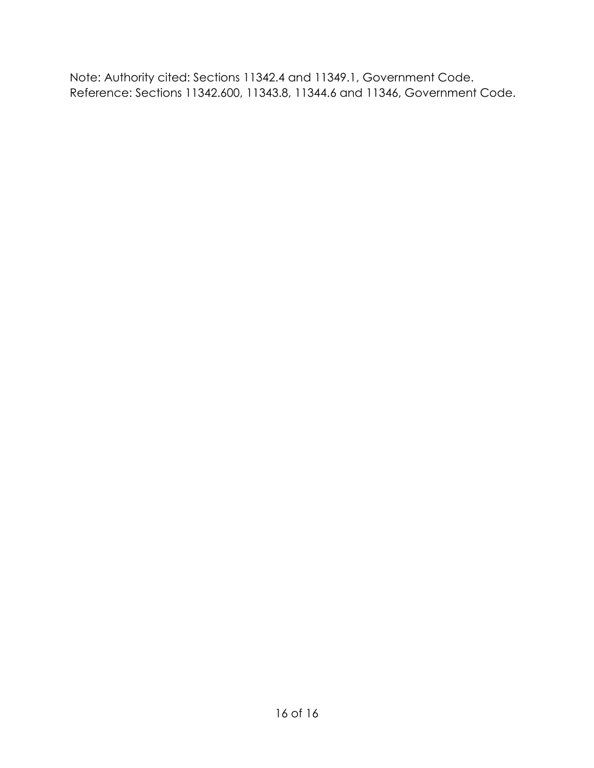Note: Authority cited: Sections 11342.4 and 11349.1, Government Code. Reference: Sections 11342.600, 11343.8, 11344.6 and 11346, Government Code.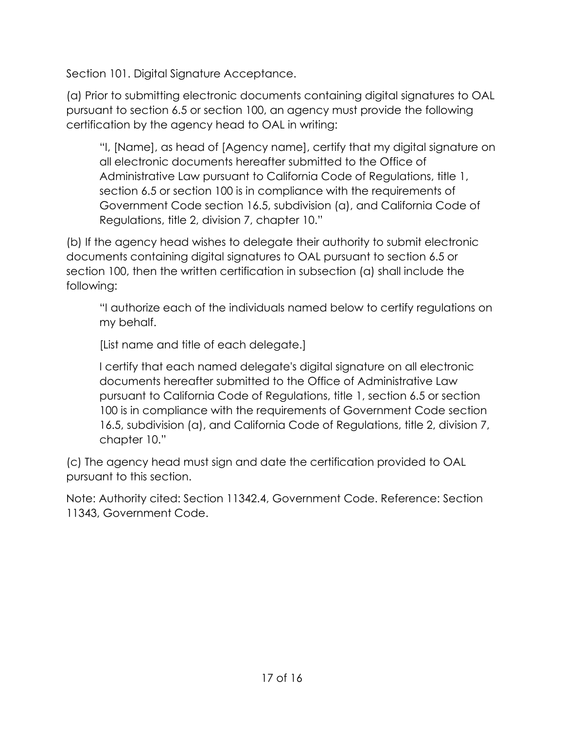Section 101. Digital Signature Acceptance.

(a) Prior to submitting electronic documents containing digital signatures to OAL pursuant to section 6.5 or section 100, an agency must provide the following certification by the agency head to OAL in writing:

> "I, [Name], as head of [Agency name], certify that my digital signature on all electronic documents hereafter submitted to the Office of Administrative Law pursuant to California Code of Regulations, title 1, section 6.5 or section 100 is in compliance with the requirements of Government Code section 16.5, subdivision (a), and California Code of Regulations, title 2, division 7, chapter 10."

(b) If the agency head wishes to delegate their authority to submit electronic documents containing digital signatures to OAL pursuant to section 6.5 or section 100, then the written certification in subsection (a) shall include the following:

> "I authorize each of the individuals named below to certify regulations on my behalf.
>
> [List name and title of each delegate.]
>
> I certify that each named delegate's digital signature on all electronic documents hereafter submitted to the Office of Administrative Law pursuant to California Code of Regulations, title 1, section 6.5 or section 100 is in compliance with the requirements of Government Code section 16.5, subdivision (a), and California Code of Regulations, title 2, division 7, chapter 10."

(c) The agency head must sign and date the certification provided to OAL pursuant to this section.

Note: Authority cited: Section 11342.4, Government Code. Reference: Section 11343, Government Code.